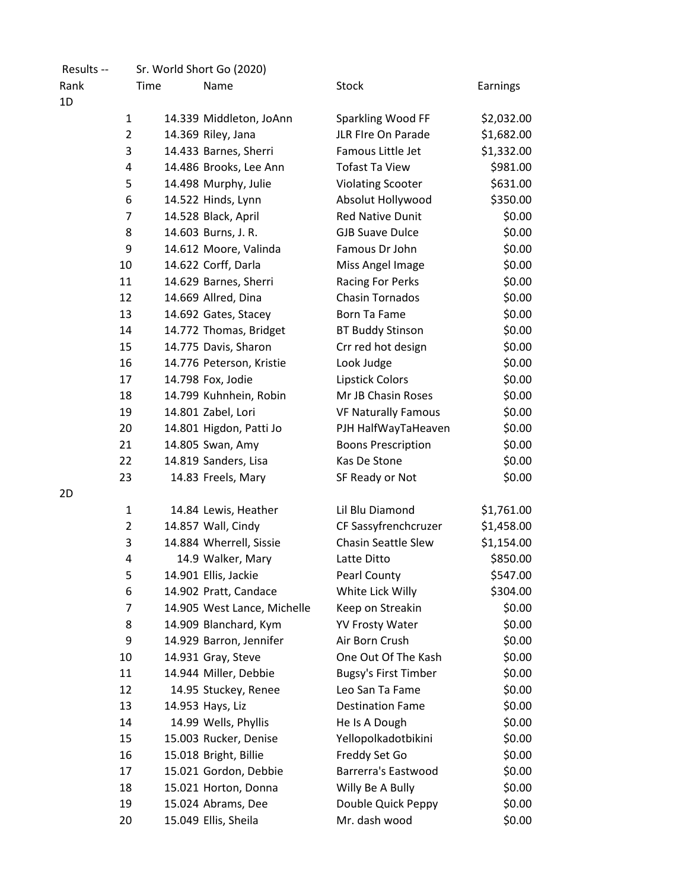Results -- Sr. World Short Go (2020)

| Rank | | Time | Name | Stock | Earnings |
|---|---|---|---|---|---|
| 1D | | | | | |
| | 1 | 14.339 | Middleton, JoAnn | Sparkling Wood FF | $2,032.00 |
| | 2 | 14.369 | Riley, Jana | JLR FIre On Parade | $1,682.00 |
| | 3 | 14.433 | Barnes, Sherri | Famous Little Jet | $1,332.00 |
| | 4 | 14.486 | Brooks, Lee Ann | Tofast Ta View | $981.00 |
| | 5 | 14.498 | Murphy, Julie | Violating Scooter | $631.00 |
| | 6 | 14.522 | Hinds, Lynn | Absolut Hollywood | $350.00 |
| | 7 | 14.528 | Black, April | Red Native Dunit | $0.00 |
| | 8 | 14.603 | Burns, J. R. | GJB Suave Dulce | $0.00 |
| | 9 | 14.612 | Moore, Valinda | Famous Dr John | $0.00 |
| | 10 | 14.622 | Corff, Darla | Miss Angel Image | $0.00 |
| | 11 | 14.629 | Barnes, Sherri | Racing For Perks | $0.00 |
| | 12 | 14.669 | Allred, Dina | Chasin Tornados | $0.00 |
| | 13 | 14.692 | Gates, Stacey | Born Ta Fame | $0.00 |
| | 14 | 14.772 | Thomas, Bridget | BT Buddy Stinson | $0.00 |
| | 15 | 14.775 | Davis, Sharon | Crr red hot design | $0.00 |
| | 16 | 14.776 | Peterson, Kristie | Look Judge | $0.00 |
| | 17 | 14.798 | Fox, Jodie | Lipstick Colors | $0.00 |
| | 18 | 14.799 | Kuhnhein, Robin | Mr JB Chasin Roses | $0.00 |
| | 19 | 14.801 | Zabel, Lori | VF Naturally Famous | $0.00 |
| | 20 | 14.801 | Higdon, Patti Jo | PJH HalfWayTaHeaven | $0.00 |
| | 21 | 14.805 | Swan, Amy | Boons Prescription | $0.00 |
| | 22 | 14.819 | Sanders, Lisa | Kas De Stone | $0.00 |
| | 23 | 14.83 | Freels, Mary | SF Ready or Not | $0.00 |
| 2D | | | | | |
| | 1 | 14.84 | Lewis, Heather | Lil Blu Diamond | $1,761.00 |
| | 2 | 14.857 | Wall, Cindy | CF Sassyfrenchcruzer | $1,458.00 |
| | 3 | 14.884 | Wherrell, Sissie | Chasin Seattle Slew | $1,154.00 |
| | 4 | 14.9 | Walker, Mary | Latte Ditto | $850.00 |
| | 5 | 14.901 | Ellis, Jackie | Pearl County | $547.00 |
| | 6 | 14.902 | Pratt, Candace | White Lick Willy | $304.00 |
| | 7 | 14.905 | West Lance, Michelle | Keep on Streakin | $0.00 |
| | 8 | 14.909 | Blanchard, Kym | YV Frosty Water | $0.00 |
| | 9 | 14.929 | Barron, Jennifer | Air Born Crush | $0.00 |
| | 10 | 14.931 | Gray, Steve | One Out Of The Kash | $0.00 |
| | 11 | 14.944 | Miller, Debbie | Bugsy's First Timber | $0.00 |
| | 12 | 14.95 | Stuckey, Renee | Leo San Ta Fame | $0.00 |
| | 13 | 14.953 | Hays, Liz | Destination Fame | $0.00 |
| | 14 | 14.99 | Wells, Phyllis | He Is A Dough | $0.00 |
| | 15 | 15.003 | Rucker, Denise | Yellopolkadotbikini | $0.00 |
| | 16 | 15.018 | Bright, Billie | Freddy Set Go | $0.00 |
| | 17 | 15.021 | Gordon, Debbie | Barrerra's Eastwood | $0.00 |
| | 18 | 15.021 | Horton, Donna | Willy Be A Bully | $0.00 |
| | 19 | 15.024 | Abrams, Dee | Double Quick Peppy | $0.00 |
| | 20 | 15.049 | Ellis, Sheila | Mr. dash wood | $0.00 |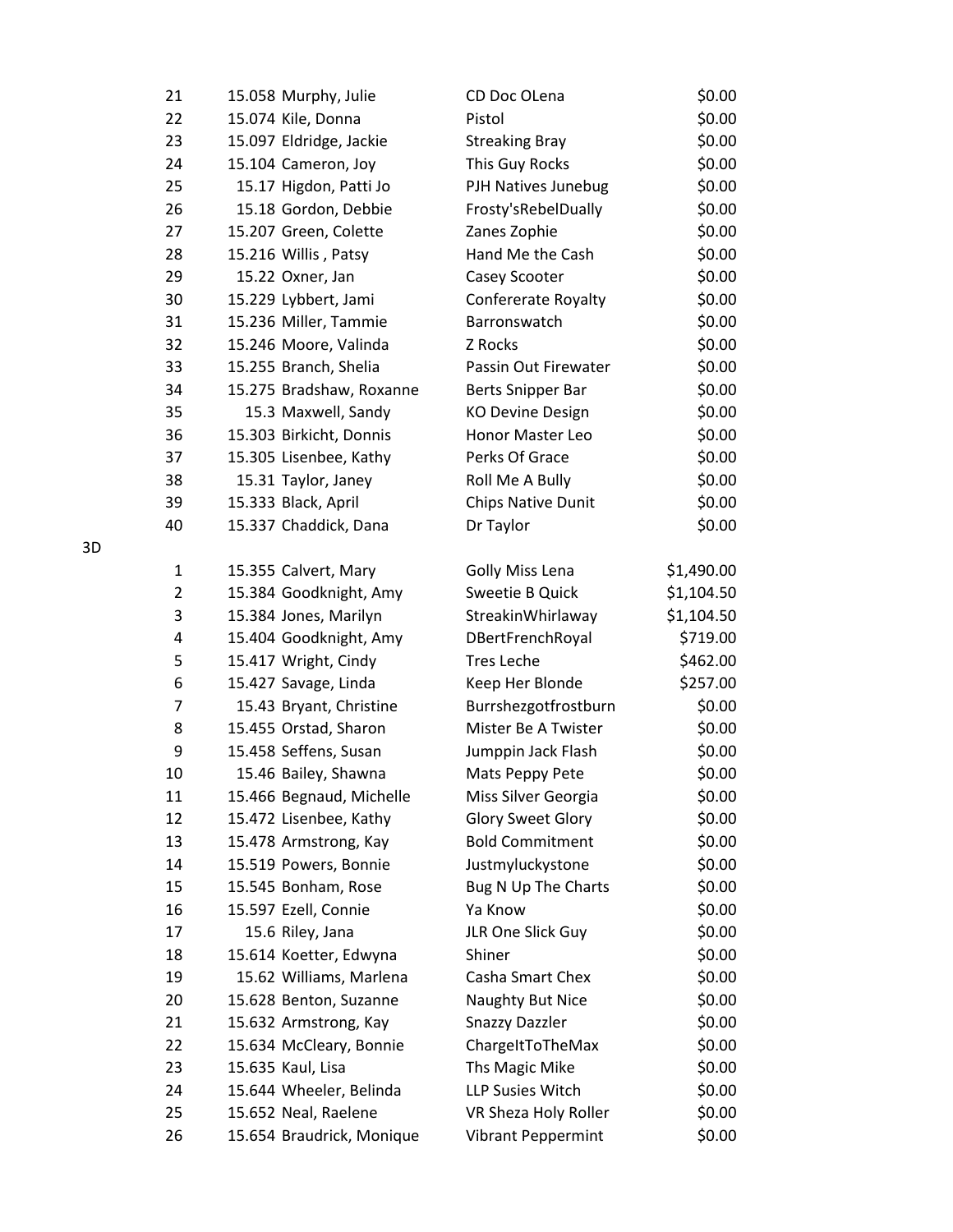| | Place | Time | Rider | Horse | Earnings |
|---|---|---|---|---|---|
| | 21 | 15.058 | Murphy, Julie | CD Doc OLena | $0.00 |
| | 22 | 15.074 | Kile, Donna | Pistol | $0.00 |
| | 23 | 15.097 | Eldridge, Jackie | Streaking Bray | $0.00 |
| | 24 | 15.104 | Cameron, Joy | This Guy Rocks | $0.00 |
| | 25 | 15.17 | Higdon, Patti Jo | PJH Natives Junebug | $0.00 |
| | 26 | 15.18 | Gordon, Debbie | Frosty'sRebelDually | $0.00 |
| | 27 | 15.207 | Green, Colette | Zanes Zophie | $0.00 |
| | 28 | 15.216 | Willis , Patsy | Hand Me the Cash | $0.00 |
| | 29 | 15.22 | Oxner, Jan | Casey Scooter | $0.00 |
| | 30 | 15.229 | Lybbert, Jami | Conferate Royalty | $0.00 |
| | 31 | 15.236 | Miller, Tammie | Barronswatch | $0.00 |
| | 32 | 15.246 | Moore, Valinda | Z Rocks | $0.00 |
| | 33 | 15.255 | Branch, Shelia | Passin Out Firewater | $0.00 |
| | 34 | 15.275 | Bradshaw, Roxanne | Berts Snipper Bar | $0.00 |
| | 35 | 15.3 | Maxwell, Sandy | KO Devine Design | $0.00 |
| | 36 | 15.303 | Birkicht, Donnis | Honor Master Leo | $0.00 |
| | 37 | 15.305 | Lisenbee, Kathy | Perks Of Grace | $0.00 |
| | 38 | 15.31 | Taylor, Janey | Roll Me A Bully | $0.00 |
| | 39 | 15.333 | Black, April | Chips Native Dunit | $0.00 |
| | 40 | 15.337 | Chaddick, Dana | Dr Taylor | $0.00 |
| 3D | | | | | |
| | 1 | 15.355 | Calvert, Mary | Golly Miss Lena | $1,490.00 |
| | 2 | 15.384 | Goodknight, Amy | Sweetie B Quick | $1,104.50 |
| | 3 | 15.384 | Jones, Marilyn | StreakinWhirlaway | $1,104.50 |
| | 4 | 15.404 | Goodknight, Amy | DBertFrenchRoyal | $719.00 |
| | 5 | 15.417 | Wright, Cindy | Tres Leche | $462.00 |
| | 6 | 15.427 | Savage, Linda | Keep Her Blonde | $257.00 |
| | 7 | 15.43 | Bryant, Christine | Burrshezgotfrostburn | $0.00 |
| | 8 | 15.455 | Orstad, Sharon | Mister Be A Twister | $0.00 |
| | 9 | 15.458 | Seffens, Susan | Jumppin Jack Flash | $0.00 |
| | 10 | 15.46 | Bailey, Shawna | Mats Peppy Pete | $0.00 |
| | 11 | 15.466 | Begnaud, Michelle | Miss Silver Georgia | $0.00 |
| | 12 | 15.472 | Lisenbee, Kathy | Glory Sweet Glory | $0.00 |
| | 13 | 15.478 | Armstrong, Kay | Bold Commitment | $0.00 |
| | 14 | 15.519 | Powers, Bonnie | Justmyluckystone | $0.00 |
| | 15 | 15.545 | Bonham, Rose | Bug N Up The Charts | $0.00 |
| | 16 | 15.597 | Ezell, Connie | Ya Know | $0.00 |
| | 17 | 15.6 | Riley, Jana | JLR One Slick Guy | $0.00 |
| | 18 | 15.614 | Koetter, Edwyna | Shiner | $0.00 |
| | 19 | 15.62 | Williams, Marlena | Casha Smart Chex | $0.00 |
| | 20 | 15.628 | Benton, Suzanne | Naughty But Nice | $0.00 |
| | 21 | 15.632 | Armstrong, Kay | Snazzy Dazzler | $0.00 |
| | 22 | 15.634 | McCleary, Bonnie | ChargeItToTheMax | $0.00 |
| | 23 | 15.635 | Kaul, Lisa | Ths Magic Mike | $0.00 |
| | 24 | 15.644 | Wheeler, Belinda | LLP Susies Witch | $0.00 |
| | 25 | 15.652 | Neal, Raelene | VR Sheza Holy Roller | $0.00 |
| | 26 | 15.654 | Braudrick, Monique | Vibrant Peppermint | $0.00 |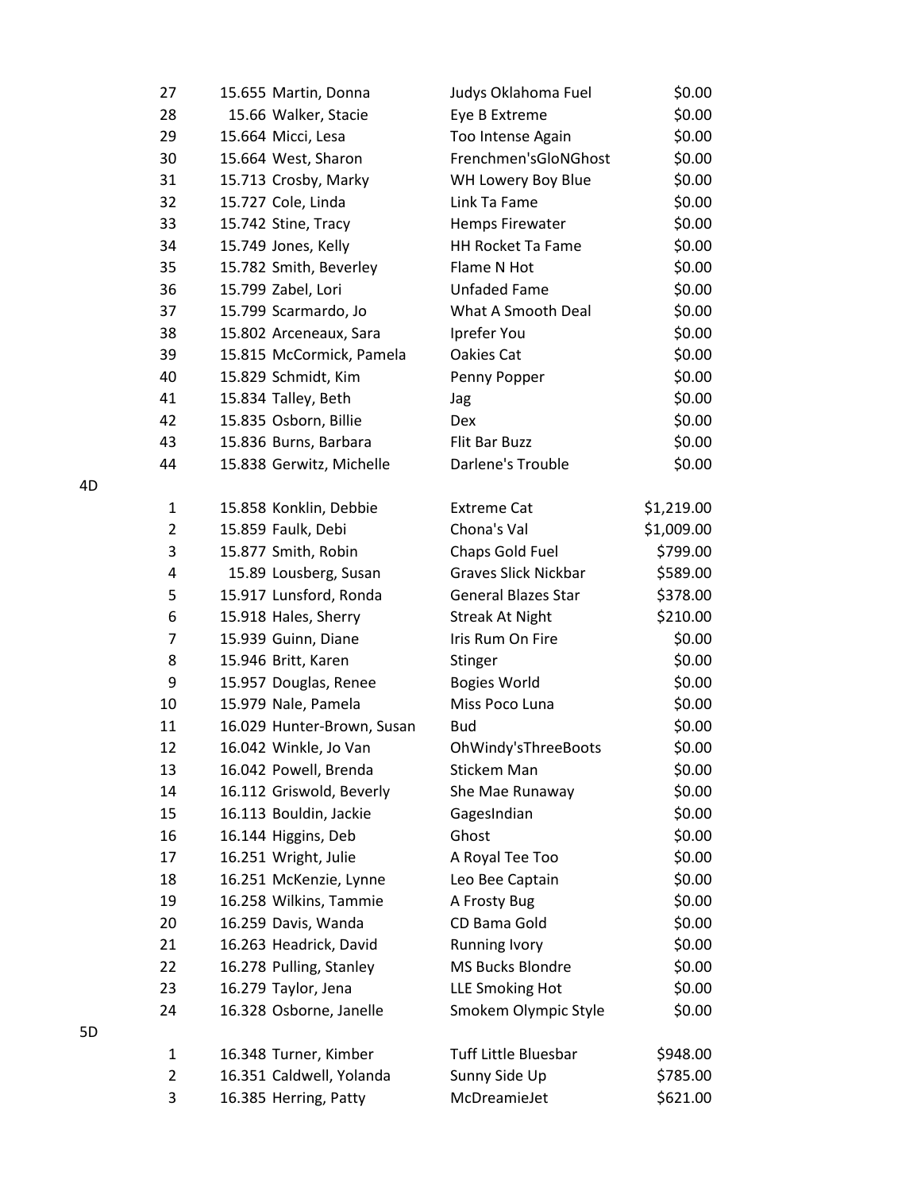| | Place | Time | Rider | Horse | Payout |
|---|---|---|---|---|---|
| | 27 | 15.655 | Martin, Donna | Judys Oklahoma Fuel | $0.00 |
| | 28 | 15.66 | Walker, Stacie | Eye B Extreme | $0.00 |
| | 29 | 15.664 | Micci, Lesa | Too Intense Again | $0.00 |
| | 30 | 15.664 | West, Sharon | Frenchmen'sGloNGhost | $0.00 |
| | 31 | 15.713 | Crosby, Marky | WH Lowery Boy Blue | $0.00 |
| | 32 | 15.727 | Cole, Linda | Link Ta Fame | $0.00 |
| | 33 | 15.742 | Stine, Tracy | Hemps Firewater | $0.00 |
| | 34 | 15.749 | Jones, Kelly | HH Rocket Ta Fame | $0.00 |
| | 35 | 15.782 | Smith, Beverley | Flame N Hot | $0.00 |
| | 36 | 15.799 | Zabel, Lori | Unfaded Fame | $0.00 |
| | 37 | 15.799 | Scarmardo, Jo | What A Smooth Deal | $0.00 |
| | 38 | 15.802 | Arceneaux, Sara | Iprefer You | $0.00 |
| | 39 | 15.815 | McCormick, Pamela | Oakies Cat | $0.00 |
| | 40 | 15.829 | Schmidt, Kim | Penny Popper | $0.00 |
| | 41 | 15.834 | Talley, Beth | Jag | $0.00 |
| | 42 | 15.835 | Osborn, Billie | Dex | $0.00 |
| | 43 | 15.836 | Burns, Barbara | Flit Bar Buzz | $0.00 |
| | 44 | 15.838 | Gerwitz, Michelle | Darlene's Trouble | $0.00 |
| 4D | | | | | |
| | 1 | 15.858 | Konklin, Debbie | Extreme Cat | $1,219.00 |
| | 2 | 15.859 | Faulk, Debi | Chona's Val | $1,009.00 |
| | 3 | 15.877 | Smith, Robin | Chaps Gold Fuel | $799.00 |
| | 4 | 15.89 | Lousberg, Susan | Graves Slick Nickbar | $589.00 |
| | 5 | 15.917 | Lunsford, Ronda | General Blazes Star | $378.00 |
| | 6 | 15.918 | Hales, Sherry | Streak At Night | $210.00 |
| | 7 | 15.939 | Guinn, Diane | Iris Rum On Fire | $0.00 |
| | 8 | 15.946 | Britt, Karen | Stinger | $0.00 |
| | 9 | 15.957 | Douglas, Renee | Bogies World | $0.00 |
| | 10 | 15.979 | Nale, Pamela | Miss Poco Luna | $0.00 |
| | 11 | 16.029 | Hunter-Brown, Susan | Bud | $0.00 |
| | 12 | 16.042 | Winkle, Jo Van | OhWindy'sThreeBoots | $0.00 |
| | 13 | 16.042 | Powell, Brenda | Stickem Man | $0.00 |
| | 14 | 16.112 | Griswold, Beverly | She Mae Runaway | $0.00 |
| | 15 | 16.113 | Bouldin, Jackie | GagesIndian | $0.00 |
| | 16 | 16.144 | Higgins, Deb | Ghost | $0.00 |
| | 17 | 16.251 | Wright, Julie | A Royal Tee Too | $0.00 |
| | 18 | 16.251 | McKenzie, Lynne | Leo Bee Captain | $0.00 |
| | 19 | 16.258 | Wilkins, Tammie | A Frosty Bug | $0.00 |
| | 20 | 16.259 | Davis, Wanda | CD Bama Gold | $0.00 |
| | 21 | 16.263 | Headrick, David | Running Ivory | $0.00 |
| | 22 | 16.278 | Pulling, Stanley | MS Bucks Blondre | $0.00 |
| | 23 | 16.279 | Taylor, Jena | LLE Smoking Hot | $0.00 |
| | 24 | 16.328 | Osborne, Janelle | Smokem Olympic Style | $0.00 |
| 5D | | | | | |
| | 1 | 16.348 | Turner, Kimber | Tuff Little Bluesbar | $948.00 |
| | 2 | 16.351 | Caldwell, Yolanda | Sunny Side Up | $785.00 |
| | 3 | 16.385 | Herring, Patty | McDreamieJet | $621.00 |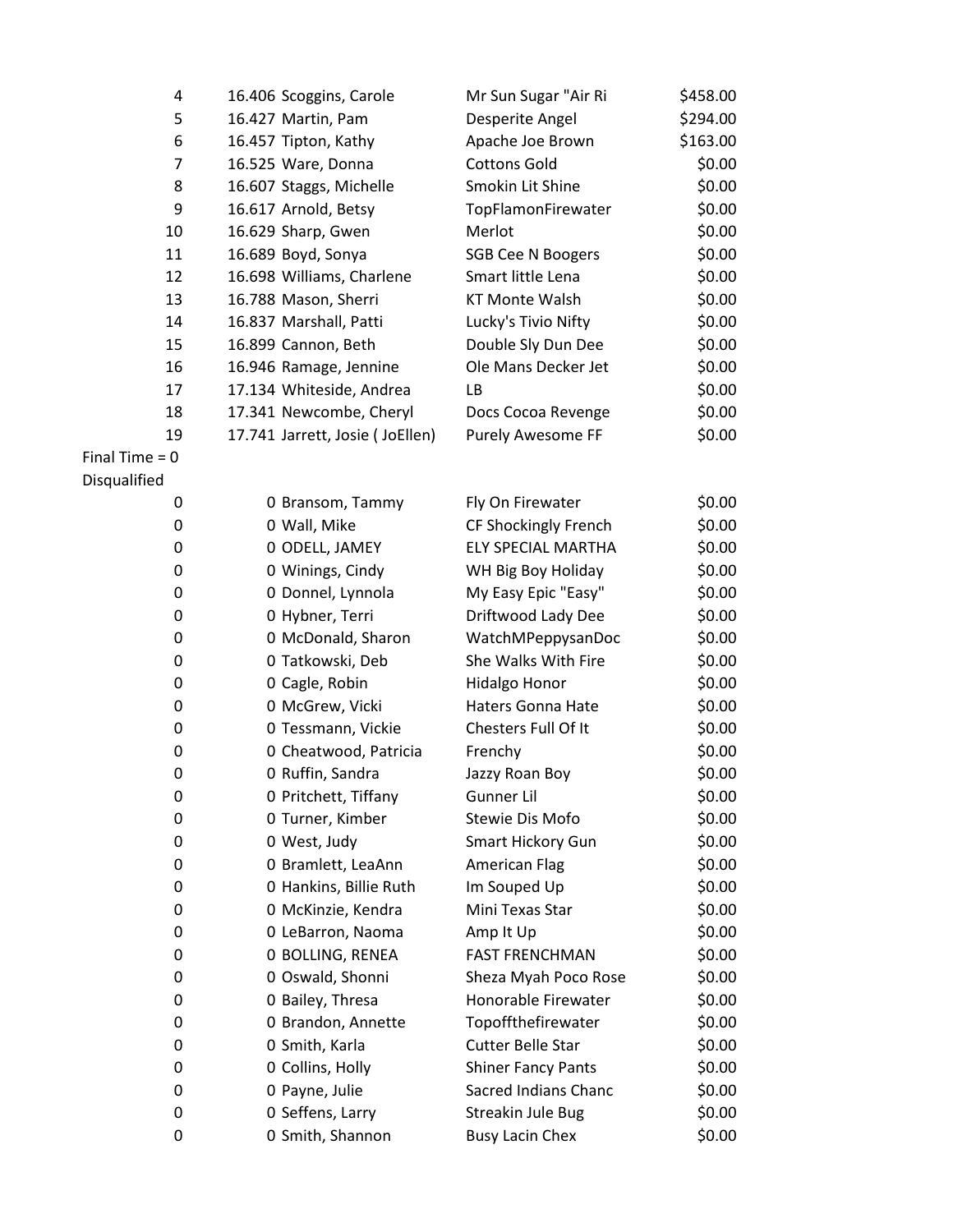| | | | | |
|---|---|---|---|---|
| 4 | 16.406 | Scoggins, Carole | Mr Sun Sugar "Air Ri | $458.00 |
| 5 | 16.427 | Martin, Pam | Desperite Angel | $294.00 |
| 6 | 16.457 | Tipton, Kathy | Apache Joe Brown | $163.00 |
| 7 | 16.525 | Ware, Donna | Cottons Gold | $0.00 |
| 8 | 16.607 | Staggs, Michelle | Smokin Lit Shine | $0.00 |
| 9 | 16.617 | Arnold, Betsy | TopFlamonFirewater | $0.00 |
| 10 | 16.629 | Sharp, Gwen | Merlot | $0.00 |
| 11 | 16.689 | Boyd, Sonya | SGB Cee N Boogers | $0.00 |
| 12 | 16.698 | Williams, Charlene | Smart little Lena | $0.00 |
| 13 | 16.788 | Mason, Sherri | KT Monte Walsh | $0.00 |
| 14 | 16.837 | Marshall, Patti | Lucky's Tivio Nifty | $0.00 |
| 15 | 16.899 | Cannon, Beth | Double Sly Dun Dee | $0.00 |
| 16 | 16.946 | Ramage, Jennine | Ole Mans Decker Jet | $0.00 |
| 17 | 17.134 | Whiteside, Andrea | LB | $0.00 |
| 18 | 17.341 | Newcombe, Cheryl | Docs Cocoa Revenge | $0.00 |
| 19 | 17.741 | Jarrett, Josie ( JoEllen) | Purely Awesome FF | $0.00 |

Final Time = 0

Disqualified

| | | | | |
|---|---|---|---|---|
| 0 | 0 | Bransom, Tammy | Fly On Firewater | $0.00 |
| 0 | 0 | Wall, Mike | CF Shockingly French | $0.00 |
| 0 | 0 | ODELL, JAMEY | ELY SPECIAL MARTHA | $0.00 |
| 0 | 0 | Winings, Cindy | WH Big Boy Holiday | $0.00 |
| 0 | 0 | Donnel, Lynnola | My Easy Epic "Easy" | $0.00 |
| 0 | 0 | Hybner, Terri | Driftwood Lady Dee | $0.00 |
| 0 | 0 | McDonald, Sharon | WatchMPeppysanDoc | $0.00 |
| 0 | 0 | Tatkowski, Deb | She Walks With Fire | $0.00 |
| 0 | 0 | Cagle, Robin | Hidalgo Honor | $0.00 |
| 0 | 0 | McGrew, Vicki | Haters Gonna Hate | $0.00 |
| 0 | 0 | Tessmann, Vickie | Chesters Full Of It | $0.00 |
| 0 | 0 | Cheatwood, Patricia | Frenchy | $0.00 |
| 0 | 0 | Ruffin, Sandra | Jazzy Roan Boy | $0.00 |
| 0 | 0 | Pritchett, Tiffany | Gunner Lil | $0.00 |
| 0 | 0 | Turner, Kimber | Stewie Dis Mofo | $0.00 |
| 0 | 0 | West, Judy | Smart Hickory Gun | $0.00 |
| 0 | 0 | Bramlett, LeaAnn | American Flag | $0.00 |
| 0 | 0 | Hankins, Billie Ruth | Im Souped Up | $0.00 |
| 0 | 0 | McKinzie, Kendra | Mini Texas Star | $0.00 |
| 0 | 0 | LeBarron, Naoma | Amp It Up | $0.00 |
| 0 | 0 | BOLLING, RENEA | FAST FRENCHMAN | $0.00 |
| 0 | 0 | Oswald, Shonni | Sheza Myah Poco Rose | $0.00 |
| 0 | 0 | Bailey, Thresa | Honorable Firewater | $0.00 |
| 0 | 0 | Brandon, Annette | Topoffthefirewater | $0.00 |
| 0 | 0 | Smith, Karla | Cutter Belle Star | $0.00 |
| 0 | 0 | Collins, Holly | Shiner Fancy Pants | $0.00 |
| 0 | 0 | Payne, Julie | Sacred Indians Chanc | $0.00 |
| 0 | 0 | Seffens, Larry | Streakin Jule Bug | $0.00 |
| 0 | 0 | Smith, Shannon | Busy Lacin Chex | $0.00 |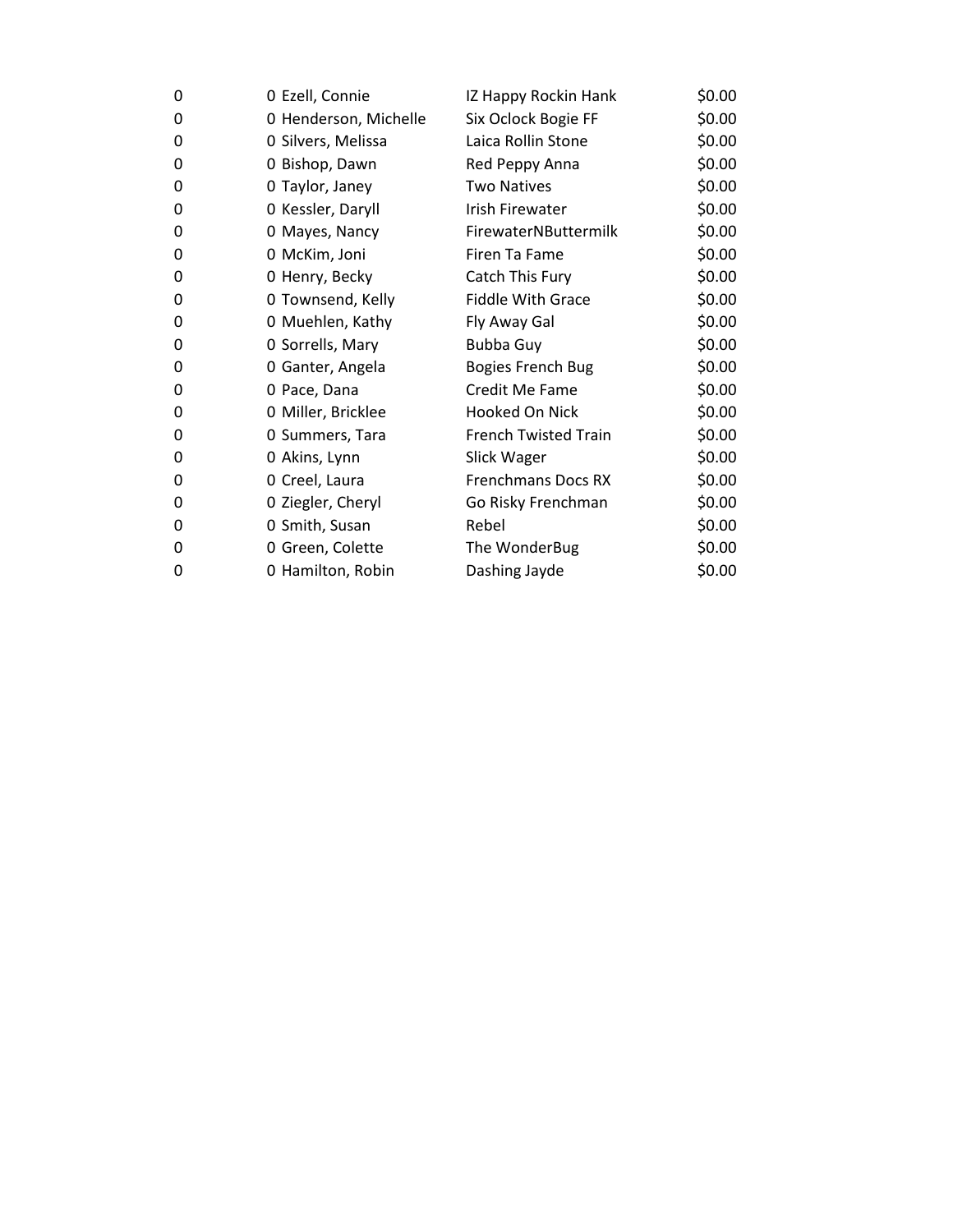| | | | | |
|---|---|---|---|---|
| 0 | 0 | Ezell, Connie | IZ Happy Rockin Hank | $0.00 |
| 0 | 0 | Henderson, Michelle | Six Oclock Bogie FF | $0.00 |
| 0 | 0 | Silvers, Melissa | Laica Rollin Stone | $0.00 |
| 0 | 0 | Bishop, Dawn | Red Peppy Anna | $0.00 |
| 0 | 0 | Taylor, Janey | Two Natives | $0.00 |
| 0 | 0 | Kessler, Daryll | Irish Firewater | $0.00 |
| 0 | 0 | Mayes, Nancy | FirewaterNButtermilk | $0.00 |
| 0 | 0 | McKim, Joni | Firen Ta Fame | $0.00 |
| 0 | 0 | Henry, Becky | Catch This Fury | $0.00 |
| 0 | 0 | Townsend, Kelly | Fiddle With Grace | $0.00 |
| 0 | 0 | Muehlen, Kathy | Fly Away Gal | $0.00 |
| 0 | 0 | Sorrells, Mary | Bubba Guy | $0.00 |
| 0 | 0 | Ganter, Angela | Bogies French Bug | $0.00 |
| 0 | 0 | Pace, Dana | Credit Me Fame | $0.00 |
| 0 | 0 | Miller, Bricklee | Hooked On Nick | $0.00 |
| 0 | 0 | Summers, Tara | French Twisted Train | $0.00 |
| 0 | 0 | Akins, Lynn | Slick Wager | $0.00 |
| 0 | 0 | Creel, Laura | Frenchmans Docs RX | $0.00 |
| 0 | 0 | Ziegler, Cheryl | Go Risky Frenchman | $0.00 |
| 0 | 0 | Smith, Susan | Rebel | $0.00 |
| 0 | 0 | Green, Colette | The WonderBug | $0.00 |
| 0 | 0 | Hamilton, Robin | Dashing Jayde | $0.00 |